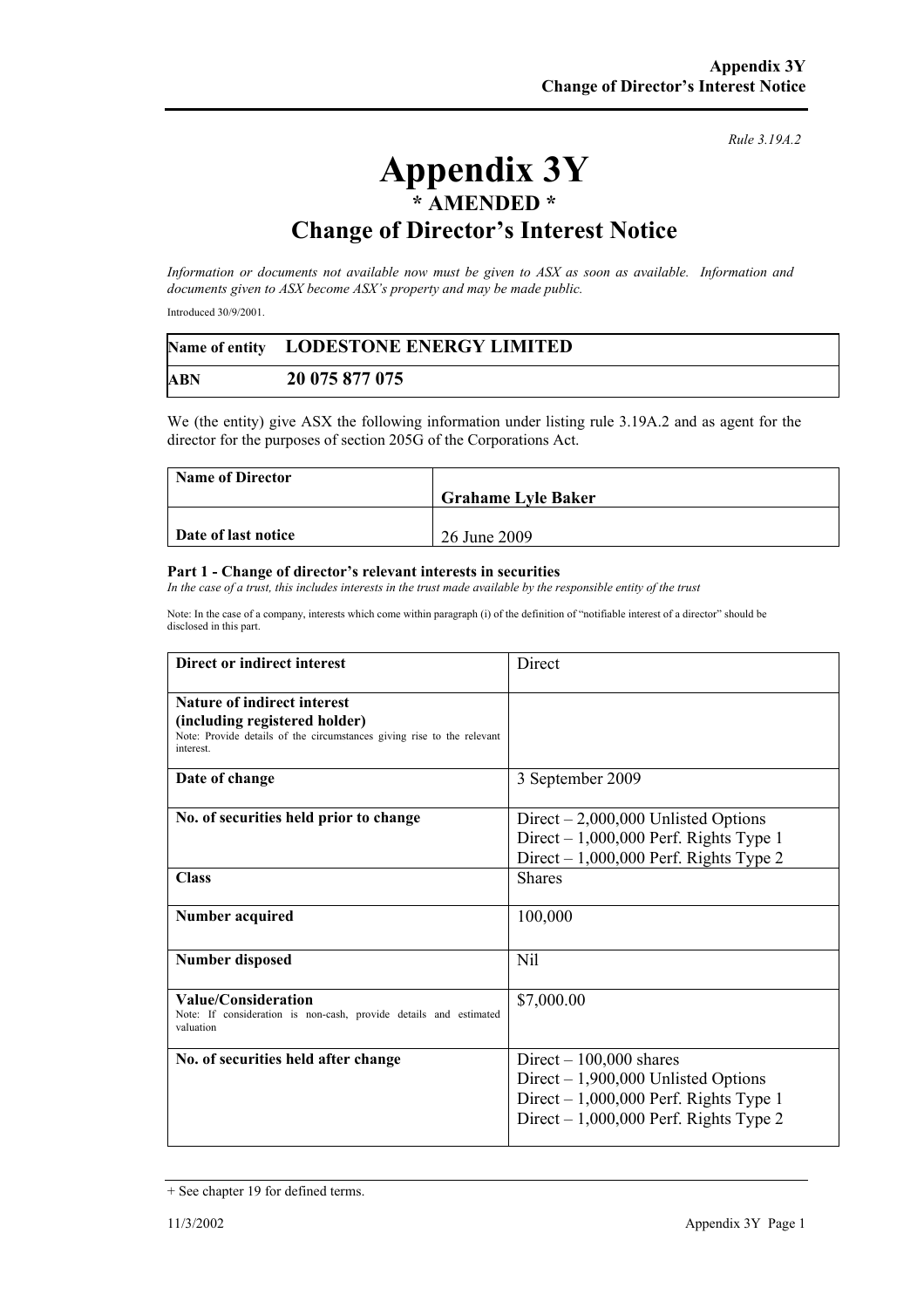*Rule 3.19A.2*

# Appendix 3Y
## * AMENDED *
## Change of Director's Interest Notice

*Information or documents not available now must be given to ASX as soon as available. Information and documents given to ASX become ASX's property and may be made public.*

Introduced 30/9/2001.

| Name of entity | LODESTONE ENERGY LIMITED |
|---|---|
| ABN | 20 075 877 075 |

We (the entity) give ASX the following information under listing rule 3.19A.2 and as agent for the director for the purposes of section 205G of the Corporations Act.

| Name of Director | Grahame Lyle Baker |
|---|---|
| Date of last notice | 26 June 2009 |

### Part 1 - Change of director's relevant interests in securities

*In the case of a trust, this includes interests in the trust made available by the responsible entity of the trust*

Note: In the case of a company, interests which come within paragraph (i) of the definition of "notifiable interest of a director" should be disclosed in this part.

| | |
|---|---|
| **Direct or indirect interest** | Direct |
| **Nature of indirect interest (including registered holder)**<br>Note: Provide details of the circumstances giving rise to the relevant interest. | |
| **Date of change** | 3 September 2009 |
| **No. of securities held prior to change** | Direct – 2,000,000 Unlisted Options<br>Direct – 1,000,000 Perf. Rights Type 1<br>Direct – 1,000,000 Perf. Rights Type 2 |
| **Class** | Shares |
| **Number acquired** | 100,000 |
| **Number disposed** | Nil |
| **Value/Consideration**<br>Note: If consideration is non-cash, provide details and estimated valuation | $7,000.00 |
| **No. of securities held after change** | Direct – 100,000 shares<br>Direct – 1,900,000 Unlisted Options<br>Direct – 1,000,000 Perf. Rights Type 1<br>Direct – 1,000,000 Perf. Rights Type 2 |

+ See chapter 19 for defined terms.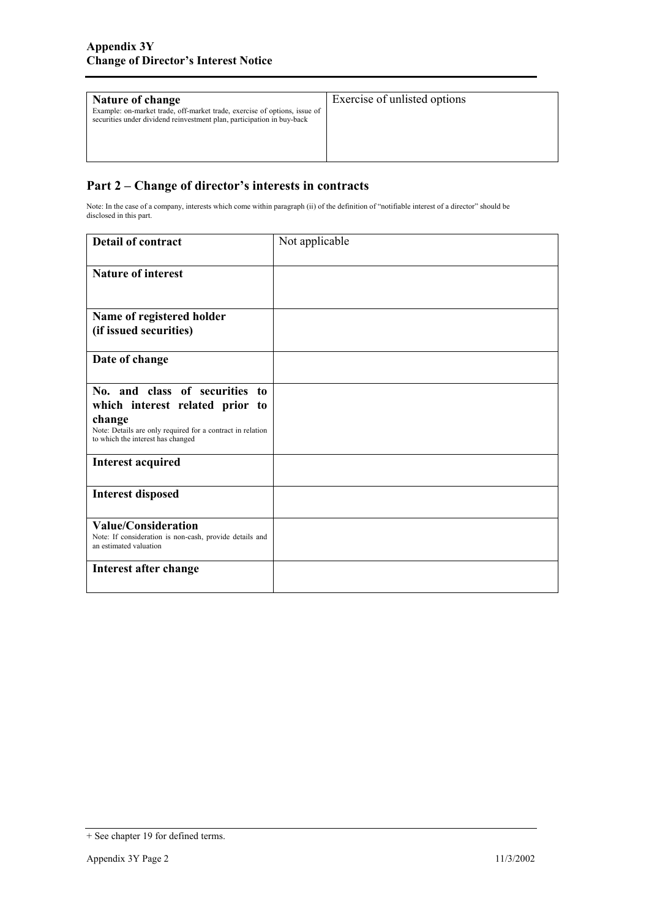| | |
|---|---|
| **Nature of change**<br>Example: on-market trade, off-market trade, exercise of options, issue of securities under dividend reinvestment plan, participation in buy-back | Exercise of unlisted options |

## Part 2 – Change of director's interests in contracts

Note: In the case of a company, interests which come within paragraph (ii) of the definition of "notifiable interest of a director" should be disclosed in this part.

| | |
|---|---|
| **Detail of contract** | Not applicable |
| **Nature of interest** | |
| **Name of registered holder (if issued securities)** | |
| **Date of change** | |
| **No. and class of securities to which interest related prior to change**<br>Note: Details are only required for a contract in relation to which the interest has changed | |
| **Interest acquired** | |
| **Interest disposed** | |
| **Value/Consideration**<br>Note: If consideration is non-cash, provide details and an estimated valuation | |
| **Interest after change** | |

+ See chapter 19 for defined terms.